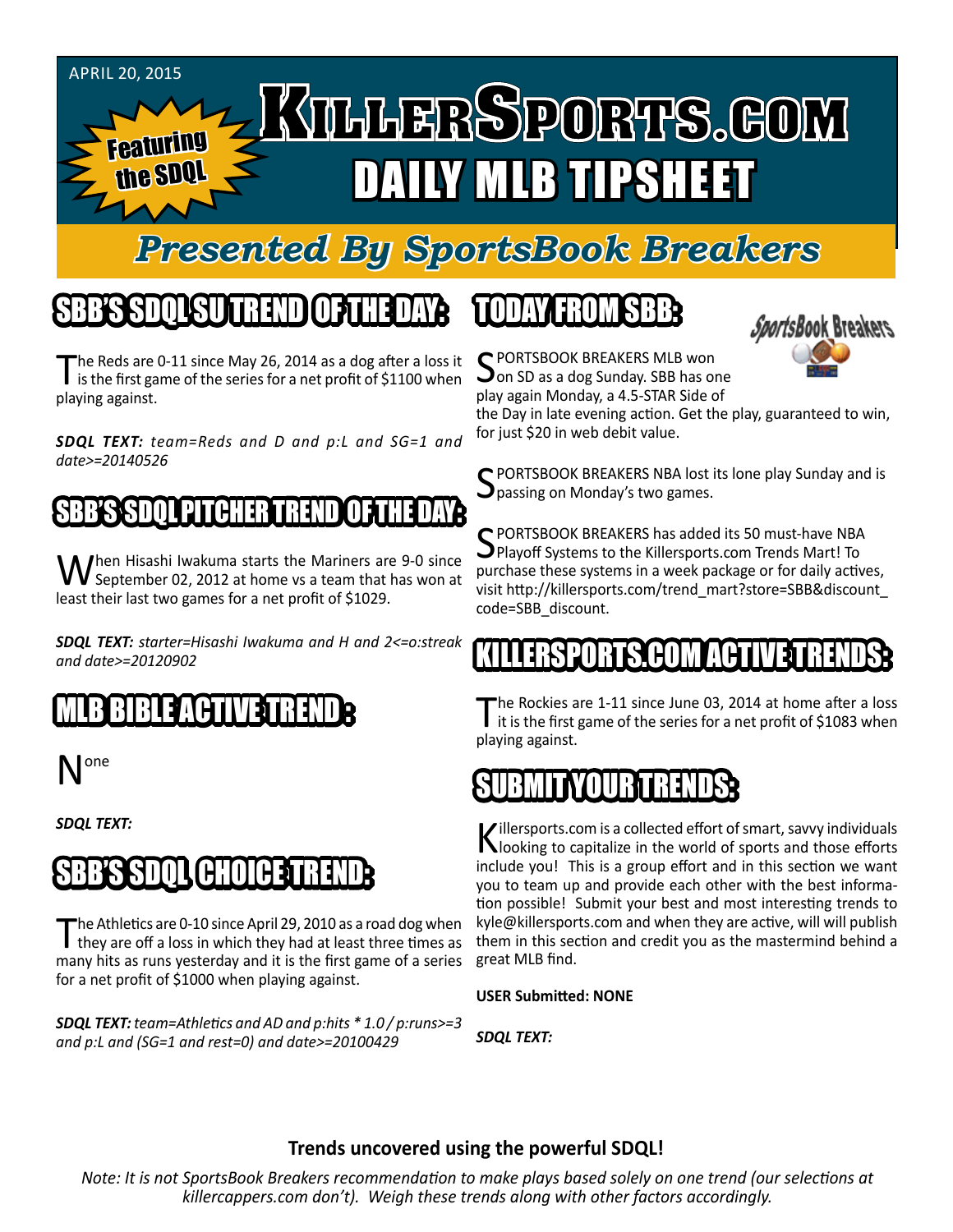APRIL 20, 2015

Featuring the SDQL

# KILLERSPORTS.COM DAILY MLB TIPSHEET

## Presented By SportsBook Breakers

## SBB'S SDQL SU TREND OF THE DAY:

The Reds are 0-11 since May 26, 2014 as a dog after a loss it is the first game of the series for a net profit of $1100 when playing against.

***SDQL TEXT:*** *team=Reds and D and p:L and SG=1 and date>=20140526*

## SBB'S SDQL PITCHER TREND OF THE DAY:

When Hisashi Iwakuma starts the Mariners are 9-0 since September 02, 2012 at home vs a team that has won at least their last two games for a net profit of $1029.

***SDQL TEXT:*** *starter=Hisashi Iwakuma and H and 2<=o:streak and date>=20120902*

## MLB BIBLE ACTIVE TREND :

None

***SDQL TEXT:***

## SBB'S SDQL CHOICE TREND:

The Athletics are 0-10 since April 29, 2010 as a road dog when they are off a loss in which they had at least three times as many hits as runs yesterday and it is the first game of a series for a net profit of $1000 when playing against.

***SDQL TEXT:*** *team=Athletics and AD and p:hits * 1.0 / p:runs>=3 and p:L and (SG=1 and rest=0) and date>=20100429*

## TODAY FROM SBB:

SPORTSBOOK BREAKERS MLB won on SD as a dog Sunday. SBB has one play again Monday, a 4.5-STAR Side of the Day in late evening action. Get the play, guaranteed to win, for just $20 in web debit value.

SPORTSBOOK BREAKERS NBA lost its lone play Sunday and is passing on Monday's two games.

SPORTSBOOK BREAKERS has added its 50 must-have NBA Playoff Systems to the Killersports.com Trends Mart! To purchase these systems in a week package or for daily actives, visit http://killersports.com/trend_mart?store=SBB&discount_code=SBB_discount.

## KILLERSPORTS.COM ACTIVE TRENDS:

The Rockies are 1-11 since June 03, 2014 at home after a loss it is the first game of the series for a net profit of $1083 when playing against.

## SUBMIT YOUR TRENDS:

Killersports.com is a collected effort of smart, savvy individuals looking to capitalize in the world of sports and those efforts include you! This is a group effort and in this section we want you to team up and provide each other with the best information possible! Submit your best and most interesting trends to kyle@killersports.com and when they are active, will will publish them in this section and credit you as the mastermind behind a great MLB find.

**USER Submitted: NONE**

***SDQL TEXT:***

**Trends uncovered using the powerful SDQL!**

*Note: It is not SportsBook Breakers recommendation to make plays based solely on one trend (our selections at killercappers.com don't). Weigh these trends along with other factors accordingly.*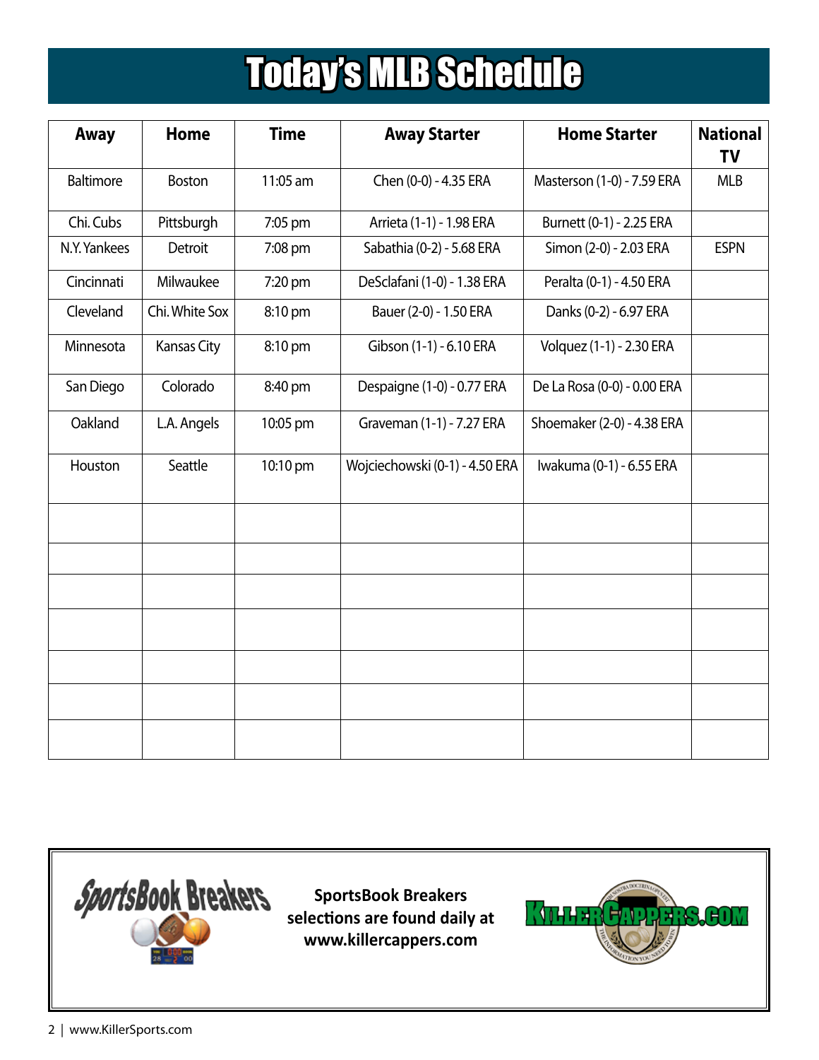# Today's MLB Schedule

| Away | Home | Time | Away Starter | Home Starter | National TV |
|---|---|---|---|---|---|
| Baltimore | Boston | 11:05 am | Chen (0-0) - 4.35 ERA | Masterson (1-0) - 7.59 ERA | MLB |
| Chi. Cubs | Pittsburgh | 7:05 pm | Arrieta (1-1) - 1.98 ERA | Burnett (0-1) - 2.25 ERA | |
| N.Y. Yankees | Detroit | 7:08 pm | Sabathia (0-2) - 5.68 ERA | Simon (2-0) - 2.03 ERA | ESPN |
| Cincinnati | Milwaukee | 7:20 pm | DeSclafani (1-0) - 1.38 ERA | Peralta (0-1) - 4.50 ERA | |
| Cleveland | Chi. White Sox | 8:10 pm | Bauer (2-0) - 1.50 ERA | Danks (0-2) - 6.97 ERA | |
| Minnesota | Kansas City | 8:10 pm | Gibson (1-1) - 6.10 ERA | Volquez (1-1) - 2.30 ERA | |
| San Diego | Colorado | 8:40 pm | Despaigne (1-0) - 0.77 ERA | De La Rosa (0-0) - 0.00 ERA | |
| Oakland | L.A. Angels | 10:05 pm | Graveman (1-1) - 7.27 ERA | Shoemaker (2-0) - 4.38 ERA | |
| Houston | Seattle | 10:10 pm | Wojciechowski (0-1) - 4.50 ERA | Iwakuma (0-1) - 6.55 ERA | |
| | | | | | |
| | | | | | |
| | | | | | |
| | | | | | |
| | | | | | |
| | | | | | |
| | | | | | |

SportsBook Breakers

**SportsBook Breakers selections are found daily at www.killercappers.com**

KillerCappers.com